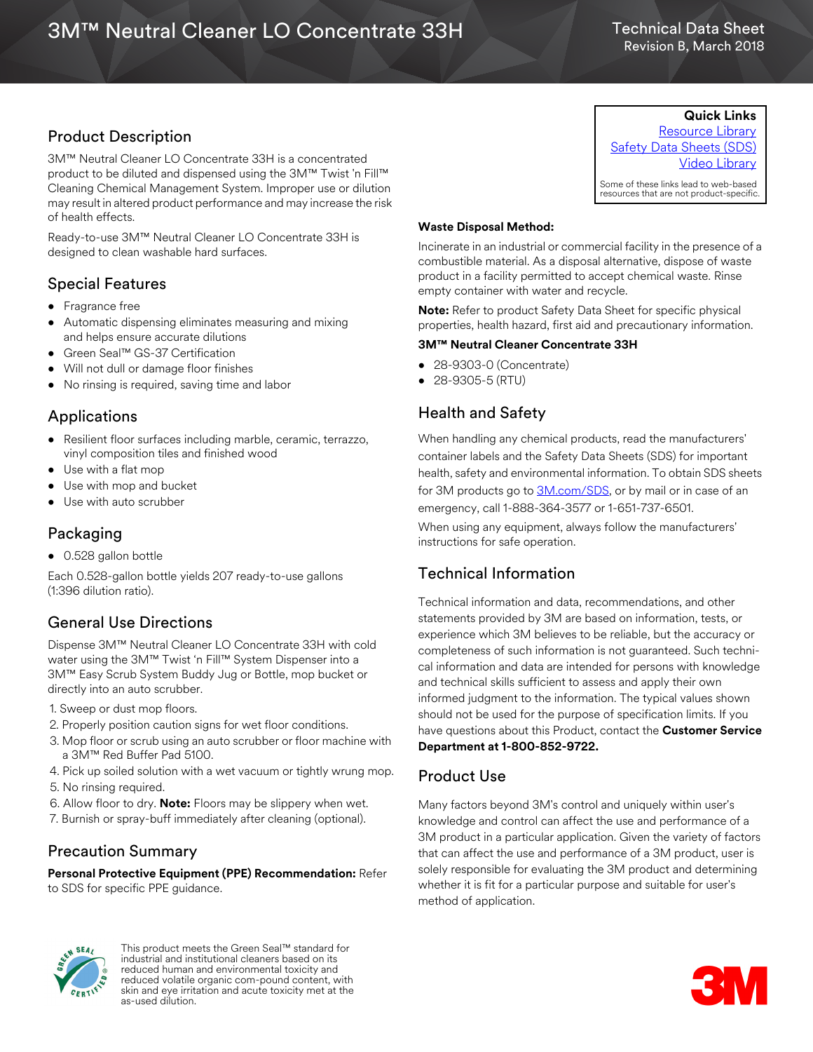# 3M™ Neutral Cleaner LO Concentrate 33H

Technical Data Sheet
Revision B, March 2018

**Quick Links**
Resource Library
Safety Data Sheets (SDS)
Video Library

Some of these links lead to web-based resources that are not product-specific.

## Product Description

3M™ Neutral Cleaner LO Concentrate 33H is a concentrated product to be diluted and dispensed using the 3M™ Twist 'n Fill™ Cleaning Chemical Management System. Improper use or dilution may result in altered product performance and may increase the risk of health effects.

Ready-to-use 3M™ Neutral Cleaner LO Concentrate 33H is designed to clean washable hard surfaces.

## Special Features

- Fragrance free
- Automatic dispensing eliminates measuring and mixing and helps ensure accurate dilutions
- Green Seal™ GS-37 Certification
- Will not dull or damage floor finishes
- No rinsing is required, saving time and labor

## Applications

- Resilient floor surfaces including marble, ceramic, terrazzo, vinyl composition tiles and finished wood
- Use with a flat mop
- Use with mop and bucket
- Use with auto scrubber

## Packaging

- 0.528 gallon bottle

Each 0.528-gallon bottle yields 207 ready-to-use gallons (1:396 dilution ratio).

## General Use Directions

Dispense 3M™ Neutral Cleaner LO Concentrate 33H with cold water using the 3M™ Twist 'n Fill™ System Dispenser into a 3M™ Easy Scrub System Buddy Jug or Bottle, mop bucket or directly into an auto scrubber.

1. Sweep or dust mop floors.
2. Properly position caution signs for wet floor conditions.
3. Mop floor or scrub using an auto scrubber or floor machine with a 3M™ Red Buffer Pad 5100.
4. Pick up soiled solution with a wet vacuum or tightly wrung mop.
5. No rinsing required.
6. Allow floor to dry. **Note:** Floors may be slippery when wet.
7. Burnish or spray-buff immediately after cleaning (optional).

## Precaution Summary

**Personal Protective Equipment (PPE) Recommendation:** Refer to SDS for specific PPE guidance.

**Waste Disposal Method:**

Incinerate in an industrial or commercial facility in the presence of a combustible material. As a disposal alternative, dispose of waste product in a facility permitted to accept chemical waste. Rinse empty container with water and recycle.

**Note:** Refer to product Safety Data Sheet for specific physical properties, health hazard, first aid and precautionary information.

**3M™ Neutral Cleaner Concentrate 33H**

- 28-9303-0 (Concentrate)
- 28-9305-5 (RTU)

## Health and Safety

When handling any chemical products, read the manufacturers' container labels and the Safety Data Sheets (SDS) for important health, safety and environmental information. To obtain SDS sheets for 3M products go to 3M.com/SDS, or by mail or in case of an emergency, call 1-888-364-3577 or 1-651-737-6501.

When using any equipment, always follow the manufacturers' instructions for safe operation.

## Technical Information

Technical information and data, recommendations, and other statements provided by 3M are based on information, tests, or experience which 3M believes to be reliable, but the accuracy or completeness of such information is not guaranteed. Such technical information and data are intended for persons with knowledge and technical skills sufficient to assess and apply their own informed judgment to the information. The typical values shown should not be used for the purpose of specification limits. If you have questions about this Product, contact the **Customer Service Department at 1-800-852-9722.**

## Product Use

Many factors beyond 3M's control and uniquely within user's knowledge and control can affect the use and performance of a 3M product in a particular application. Given the variety of factors that can affect the use and performance of a 3M product, user is solely responsible for evaluating the 3M product and determining whether it is fit for a particular purpose and suitable for user's method of application.

This product meets the Green Seal™ standard for industrial and institutional cleaners based on its reduced human and environmental toxicity and reduced volatile organic com-pound content, with skin and eye irritation and acute toxicity met at the as-used dilution.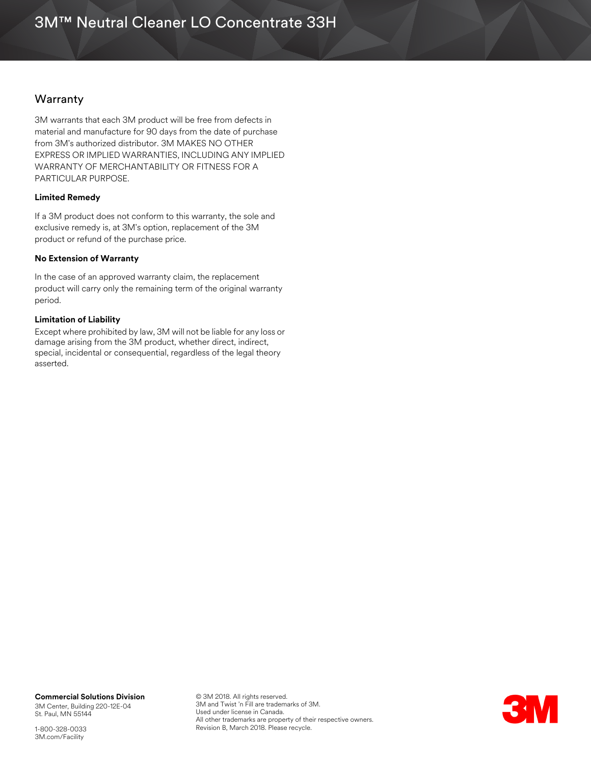## Warranty

3M warrants that each 3M product will be free from defects in material and manufacture for 90 days from the date of purchase from 3M's authorized distributor. 3M MAKES NO OTHER EXPRESS OR IMPLIED WARRANTIES, INCLUDING ANY IMPLIED WARRANTY OF MERCHANTABILITY OR FITNESS FOR A PARTICULAR PURPOSE.

**Limited Remedy**

If a 3M product does not conform to this warranty, the sole and exclusive remedy is, at 3M's option, replacement of the 3M product or refund of the purchase price.

**No Extension of Warranty**

In the case of an approved warranty claim, the replacement product will carry only the remaining term of the original warranty period.

**Limitation of Liability**

Except where prohibited by law, 3M will not be liable for any loss or damage arising from the 3M product, whether direct, indirect, special, incidental or consequential, regardless of the legal theory asserted.

**Commercial Solutions Division**
3M Center, Building 220-12E-04
St. Paul, MN 55144

1-800-328-0033
3M.com/Facility

© 3M 2018. All rights reserved.
3M and Twist 'n Fill are trademarks of 3M.
Used under license in Canada.
All other trademarks are property of their respective owners.
Revision B, March 2018. Please recycle.